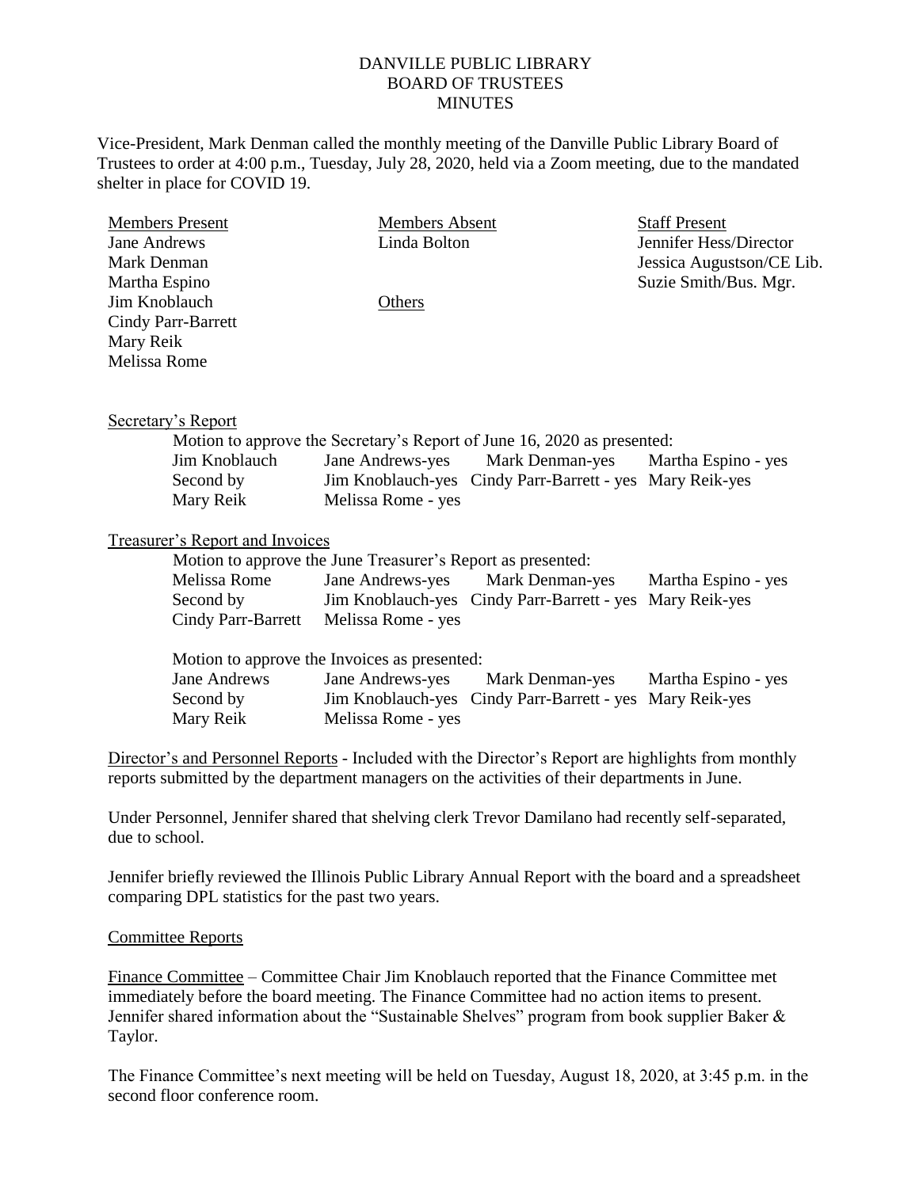# DANVILLE PUBLIC LIBRARY
# BOARD OF TRUSTEES
# MINUTES

Vice-President, Mark Denman called the monthly meeting of the Danville Public Library Board of Trustees to order at 4:00 p.m., Tuesday, July 28, 2020, held via a Zoom meeting, due to the mandated shelter in place for COVID 19.

| Members Present | Members Absent | Staff Present |
|---|---|---|
| Jane Andrews | Linda Bolton | Jennifer Hess/Director |
| Mark Denman | | Jessica Augustson/CE Lib. |
| Martha Espino | | Suzie Smith/Bus. Mgr. |
| Jim Knoblauch | Others | |
| Cindy Parr-Barrett | | |
| Mary Reik | | |
| Melissa Rome | | |

Secretary's Report

Motion to approve the Secretary's Report of June 16, 2020 as presented:

| | | | |
|---|---|---|---|
| Jim Knoblauch | Jane Andrews-yes | Mark Denman-yes | Martha Espino - yes |
| Second by | Jim Knoblauch-yes | Cindy Parr-Barrett - yes | Mary Reik-yes |
| Mary Reik | Melissa Rome - yes | | |

Treasurer's Report and Invoices

Motion to approve the June Treasurer's Report as presented:

| | | | |
|---|---|---|---|
| Melissa Rome | Jane Andrews-yes | Mark Denman-yes | Martha Espino - yes |
| Second by | Jim Knoblauch-yes | Cindy Parr-Barrett - yes | Mary Reik-yes |
| Cindy Parr-Barrett | Melissa Rome - yes | | |

Motion to approve the Invoices as presented:

| | | | |
|---|---|---|---|
| Jane Andrews | Jane Andrews-yes | Mark Denman-yes | Martha Espino - yes |
| Second by | Jim Knoblauch-yes | Cindy Parr-Barrett - yes | Mary Reik-yes |
| Mary Reik | Melissa Rome - yes | | |

Director's and Personnel Reports - Included with the Director's Report are highlights from monthly reports submitted by the department managers on the activities of their departments in June.

Under Personnel, Jennifer shared that shelving clerk Trevor Damilano had recently self-separated, due to school.

Jennifer briefly reviewed the Illinois Public Library Annual Report with the board and a spreadsheet comparing DPL statistics for the past two years.

Committee Reports

Finance Committee – Committee Chair Jim Knoblauch reported that the Finance Committee met immediately before the board meeting. The Finance Committee had no action items to present. Jennifer shared information about the "Sustainable Shelves" program from book supplier Baker & Taylor.

The Finance Committee's next meeting will be held on Tuesday, August 18, 2020, at 3:45 p.m. in the second floor conference room.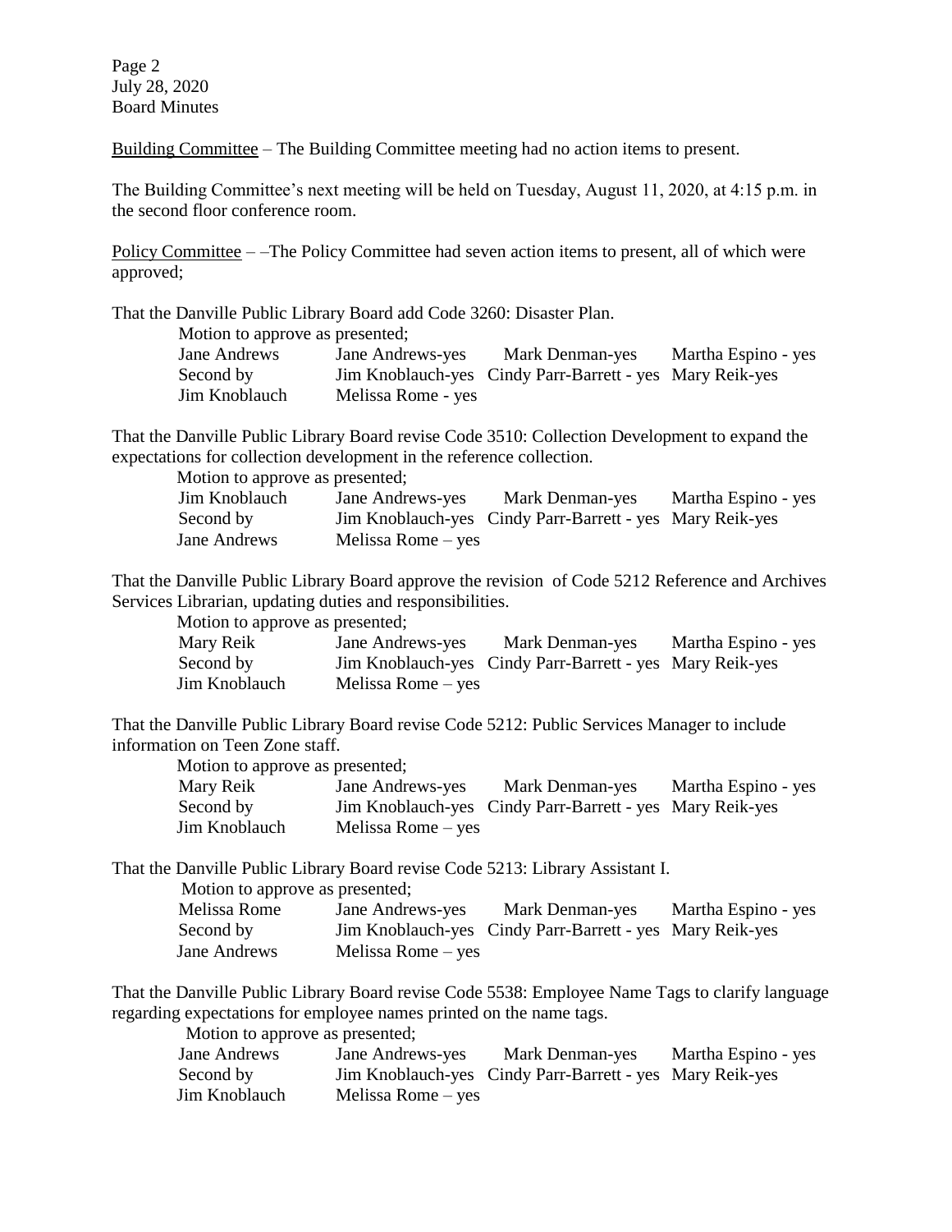Building Committee – The Building Committee meeting had no action items to present.

The Building Committee's next meeting will be held on Tuesday, August 11, 2020, at 4:15 p.m. in the second floor conference room.

Policy Committee – –The Policy Committee had seven action items to present, all of which were approved;

That the Danville Public Library Board add Code 3260: Disaster Plan.

Motion to approve as presented;

| | | | |
|---|---|---|---|
| Jane Andrews | Jane Andrews-yes | Mark Denman-yes | Martha Espino - yes |
| Second by | Jim Knoblauch-yes | Cindy Parr-Barrett - yes | Mary Reik-yes |
| Jim Knoblauch | Melissa Rome - yes | | |

That the Danville Public Library Board revise Code 3510: Collection Development to expand the expectations for collection development in the reference collection.

Motion to approve as presented;

| | | | |
|---|---|---|---|
| Jim Knoblauch | Jane Andrews-yes | Mark Denman-yes | Martha Espino - yes |
| Second by | Jim Knoblauch-yes | Cindy Parr-Barrett - yes | Mary Reik-yes |
| Jane Andrews | Melissa Rome – yes | | |

That the Danville Public Library Board approve the revision of Code 5212 Reference and Archives Services Librarian, updating duties and responsibilities.

Motion to approve as presented;

| | | | |
|---|---|---|---|
| Mary Reik | Jane Andrews-yes | Mark Denman-yes | Martha Espino - yes |
| Second by | Jim Knoblauch-yes | Cindy Parr-Barrett - yes | Mary Reik-yes |
| Jim Knoblauch | Melissa Rome – yes | | |

That the Danville Public Library Board revise Code 5212: Public Services Manager to include information on Teen Zone staff.

Motion to approve as presented;

| | | | |
|---|---|---|---|
| Mary Reik | Jane Andrews-yes | Mark Denman-yes | Martha Espino - yes |
| Second by | Jim Knoblauch-yes | Cindy Parr-Barrett - yes | Mary Reik-yes |
| Jim Knoblauch | Melissa Rome – yes | | |

That the Danville Public Library Board revise Code 5213: Library Assistant I.

Motion to approve as presented;

| | | | |
|---|---|---|---|
| Melissa Rome | Jane Andrews-yes | Mark Denman-yes | Martha Espino - yes |
| Second by | Jim Knoblauch-yes | Cindy Parr-Barrett - yes | Mary Reik-yes |
| Jane Andrews | Melissa Rome – yes | | |

That the Danville Public Library Board revise Code 5538: Employee Name Tags to clarify language regarding expectations for employee names printed on the name tags.

Motion to approve as presented;

| | | | |
|---|---|---|---|
| Jane Andrews | Jane Andrews-yes | Mark Denman-yes | Martha Espino - yes |
| Second by | Jim Knoblauch-yes | Cindy Parr-Barrett - yes | Mary Reik-yes |
| Jim Knoblauch | Melissa Rome – yes | | |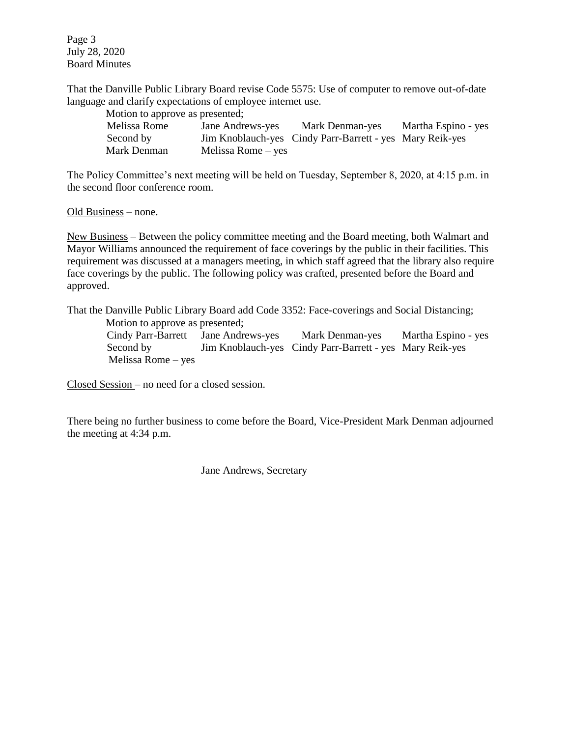That the Danville Public Library Board revise Code 5575: Use of computer to remove out-of-date language and clarify expectations of employee internet use.

| | | | |
|---|---|---|---|
| Motion to approve as presented; | | | |
| Melissa Rome | Jane Andrews-yes | Mark Denman-yes | Martha Espino - yes |
| Second by | Jim Knoblauch-yes | Cindy Parr-Barrett - yes | Mary Reik-yes |
| Mark Denman | Melissa Rome – yes | | |

The Policy Committee's next meeting will be held on Tuesday, September 8, 2020, at 4:15 p.m. in the second floor conference room.

Old Business – none.

New Business – Between the policy committee meeting and the Board meeting, both Walmart and Mayor Williams announced the requirement of face coverings by the public in their facilities. This requirement was discussed at a managers meeting, in which staff agreed that the library also require face coverings by the public. The following policy was crafted, presented before the Board and approved.

That the Danville Public Library Board add Code 3352: Face-coverings and Social Distancing;

| | | | |
|---|---|---|---|
| Motion to approve as presented; | | | |
| Cindy Parr-Barrett | Jane Andrews-yes | Mark Denman-yes | Martha Espino - yes |
| Second by | Jim Knoblauch-yes | Cindy Parr-Barrett - yes | Mary Reik-yes |
| Melissa Rome – yes | | | |

Closed Session – no need for a closed session.

There being no further business to come before the Board, Vice-President Mark Denman adjourned the meeting at 4:34 p.m.

Jane Andrews, Secretary